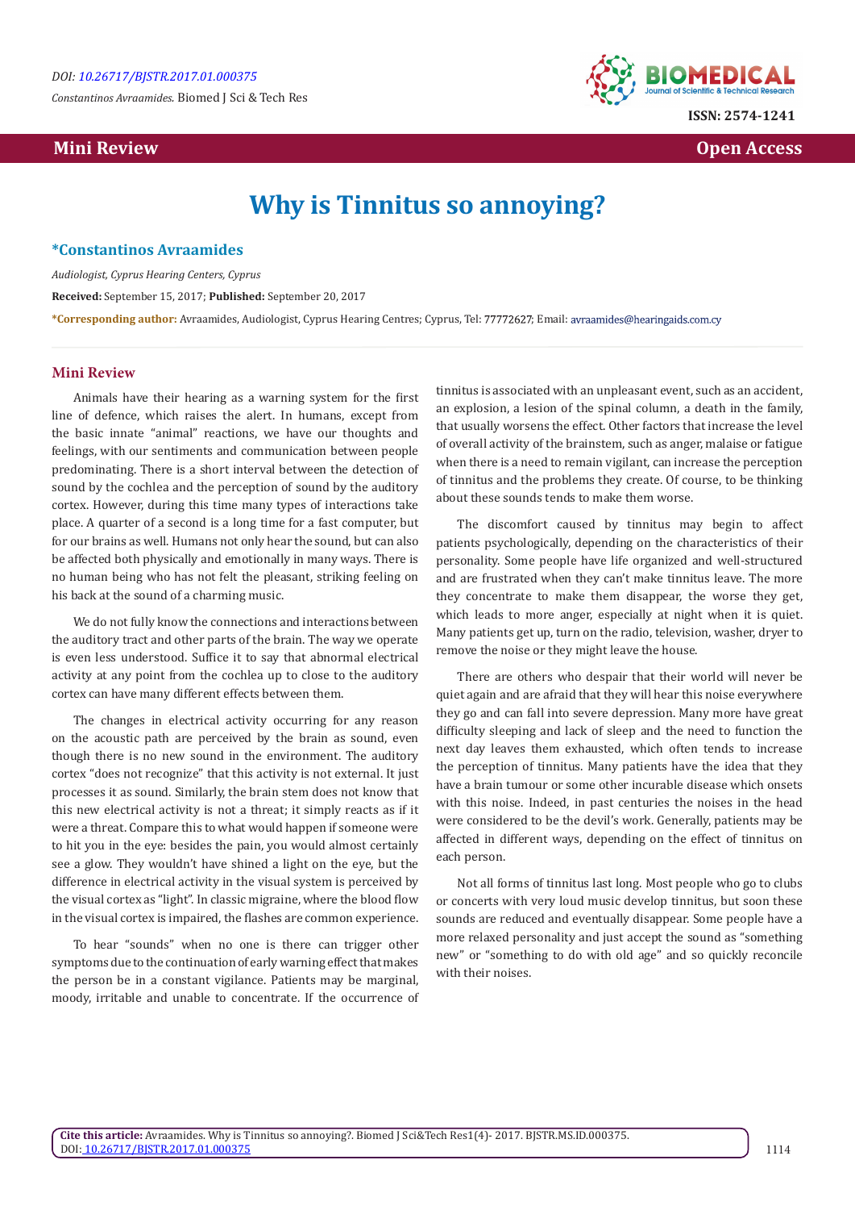Mini Review — Open Access

# Why is Tinnitus so annoying?

**\*Constantinos Avraamides**

*Audiologist, Cyprus Hearing Centers, Cyprus*

**Received:** September 15, 2017; **Published:** September 20, 2017

**\*Corresponding author:** Avraamides, Audiologist, Cyprus Hearing Centres; Cyprus, Tel: 77772627; Email: avraamides@hearingaids.com.cy

## Mini Review

Animals have their hearing as a warning system for the first line of defence, which raises the alert. In humans, except from the basic innate "animal" reactions, we have our thoughts and feelings, with our sentiments and communication between people predominating. There is a short interval between the detection of sound by the cochlea and the perception of sound by the auditory cortex. However, during this time many types of interactions take place. A quarter of a second is a long time for a fast computer, but for our brains as well. Humans not only hear the sound, but can also be affected both physically and emotionally in many ways. There is no human being who has not felt the pleasant, striking feeling on his back at the sound of a charming music.

We do not fully know the connections and interactions between the auditory tract and other parts of the brain. The way we operate is even less understood. Suffice it to say that abnormal electrical activity at any point from the cochlea up to close to the auditory cortex can have many different effects between them.

The changes in electrical activity occurring for any reason on the acoustic path are perceived by the brain as sound, even though there is no new sound in the environment. The auditory cortex "does not recognize" that this activity is not external. It just processes it as sound. Similarly, the brain stem does not know that this new electrical activity is not a threat; it simply reacts as if it were a threat. Compare this to what would happen if someone were to hit you in the eye: besides the pain, you would almost certainly see a glow. They wouldn't have shined a light on the eye, but the difference in electrical activity in the visual system is perceived by the visual cortex as "light". In classic migraine, where the blood flow in the visual cortex is impaired, the flashes are common experience.

To hear "sounds" when no one is there can trigger other symptoms due to the continuation of early warning effect that makes the person be in a constant vigilance. Patients may be marginal, moody, irritable and unable to concentrate. If the occurrence of tinnitus is associated with an unpleasant event, such as an accident, an explosion, a lesion of the spinal column, a death in the family, that usually worsens the effect. Other factors that increase the level of overall activity of the brainstem, such as anger, malaise or fatigue when there is a need to remain vigilant, can increase the perception of tinnitus and the problems they create. Of course, to be thinking about these sounds tends to make them worse.

The discomfort caused by tinnitus may begin to affect patients psychologically, depending on the characteristics of their personality. Some people have life organized and well-structured and are frustrated when they can't make tinnitus leave. The more they concentrate to make them disappear, the worse they get, which leads to more anger, especially at night when it is quiet. Many patients get up, turn on the radio, television, washer, dryer to remove the noise or they might leave the house.

There are others who despair that their world will never be quiet again and are afraid that they will hear this noise everywhere they go and can fall into severe depression. Many more have great difficulty sleeping and lack of sleep and the need to function the next day leaves them exhausted, which often tends to increase the perception of tinnitus. Many patients have the idea that they have a brain tumour or some other incurable disease which onsets with this noise. Indeed, in past centuries the noises in the head were considered to be the devil's work. Generally, patients may be affected in different ways, depending on the effect of tinnitus on each person.

Not all forms of tinnitus last long. Most people who go to clubs or concerts with very loud music develop tinnitus, but soon these sounds are reduced and eventually disappear. Some people have a more relaxed personality and just accept the sound as "something new" or "something to do with old age" and so quickly reconcile with their noises.

**Cite this article:** Avraamides. Why is Tinnitus so annoying?. Biomed J Sci&Tech Res1(4)- 2017. BJSTR.MS.ID.000375. DOI: 10.26717/BJSTR.2017.01.000375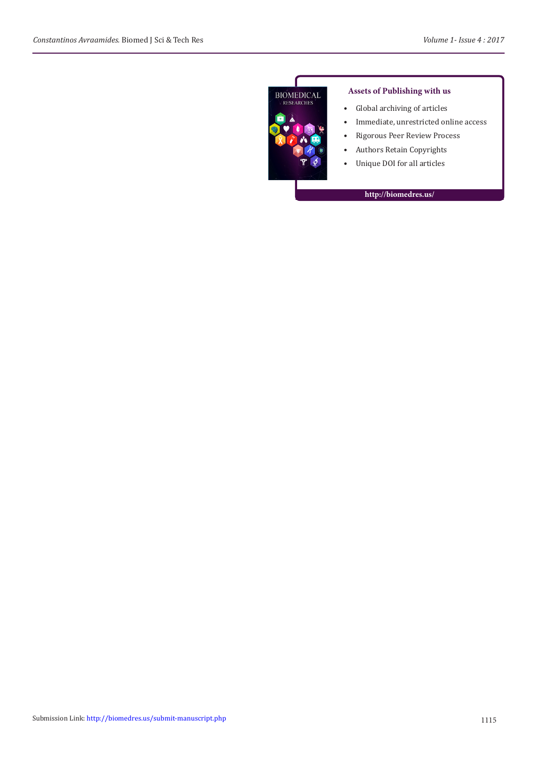### Assets of Publishing with us

- Global archiving of articles
- Immediate, unrestricted online access
- Rigorous Peer Review Process
- Authors Retain Copyrights
- Unique DOI for all articles

**http://biomedres.us/**

Submission Link: http://biomedres.us/submit-manuscript.php